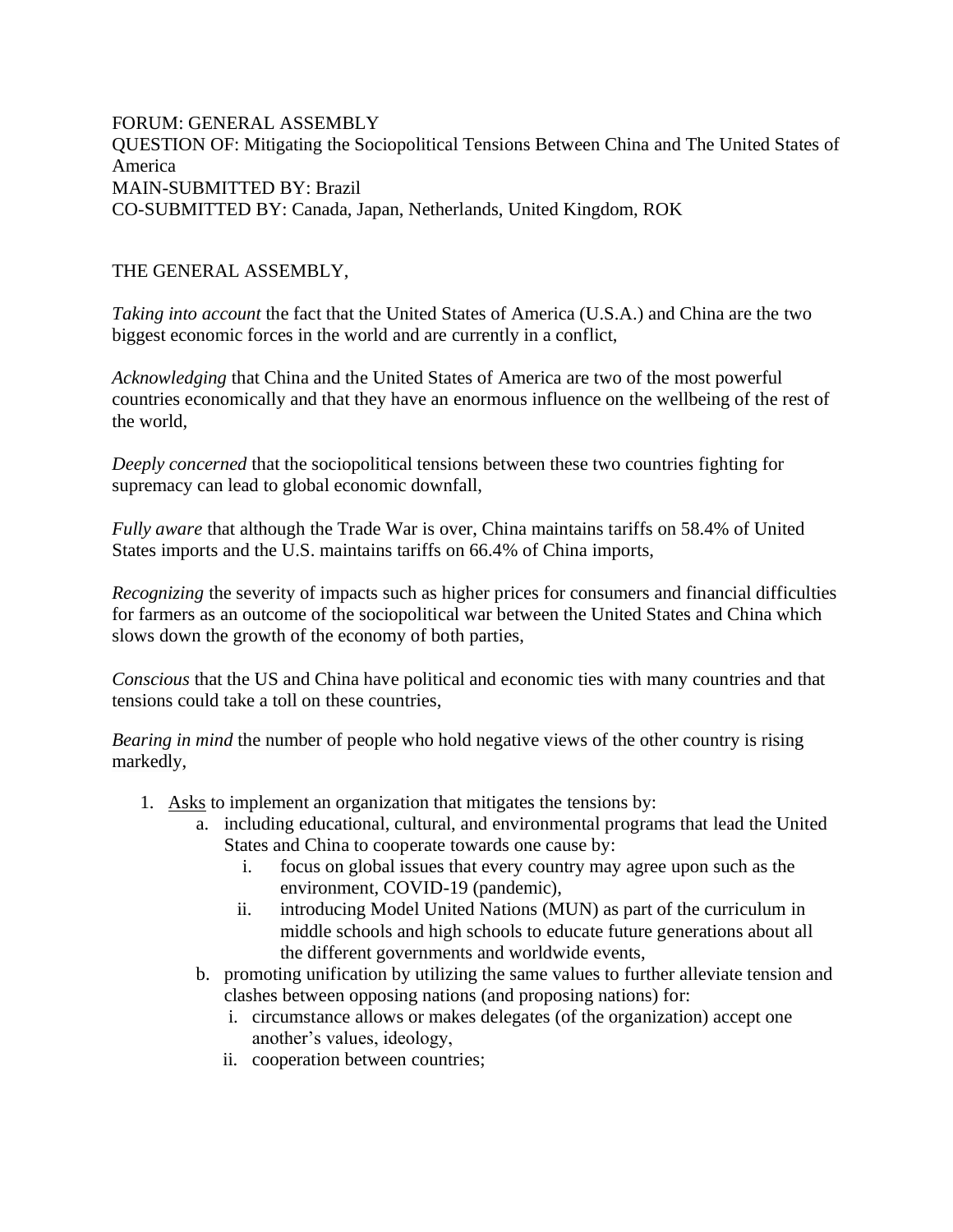FORUM: GENERAL ASSEMBLY
QUESTION OF: Mitigating the Sociopolitical Tensions Between China and The United States of America
MAIN-SUBMITTED BY: Brazil
CO-SUBMITTED BY: Canada, Japan, Netherlands, United Kingdom, ROK

THE GENERAL ASSEMBLY,

*Taking into account* the fact that the United States of America (U.S.A.) and China are the two biggest economic forces in the world and are currently in a conflict,

*Acknowledging* that China and the United States of America are two of the most powerful countries economically and that they have an enormous influence on the wellbeing of the rest of the world,

*Deeply concerned* that the sociopolitical tensions between these two countries fighting for supremacy can lead to global economic downfall,

*Fully aware* that although the Trade War is over, China maintains tariffs on 58.4% of United States imports and the U.S. maintains tariffs on 66.4% of China imports,

*Recognizing* the severity of impacts such as higher prices for consumers and financial difficulties for farmers as an outcome of the sociopolitical war between the United States and China which slows down the growth of the economy of both parties,

*Conscious* that the US and China have political and economic ties with many countries and that tensions could take a toll on these countries,

*Bearing in mind* the number of people who hold negative views of the other country is rising markedly,

1. <u>Asks</u> to implement an organization that mitigates the tensions by:
    a. including educational, cultural, and environmental programs that lead the United States and China to cooperate towards one cause by:
        i. focus on global issues that every country may agree upon such as the environment, COVID-19 (pandemic),
        ii. introducing Model United Nations (MUN) as part of the curriculum in middle schools and high schools to educate future generations about all the different governments and worldwide events,
    b. promoting unification by utilizing the same values to further alleviate tension and clashes between opposing nations (and proposing nations) for:
        i. circumstance allows or makes delegates (of the organization) accept one another's values, ideology,
        ii. cooperation between countries;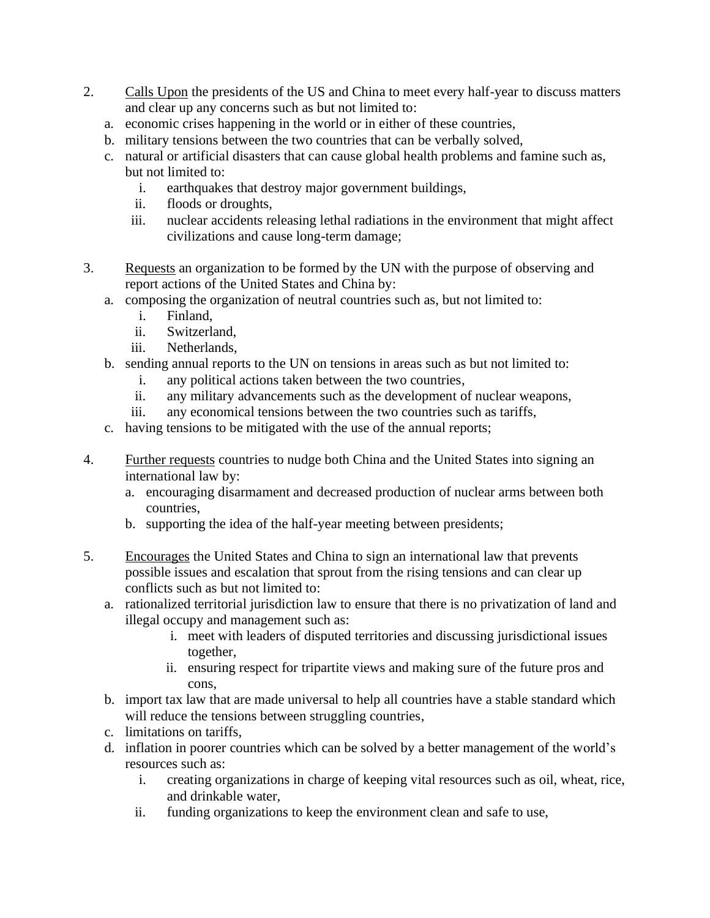2. <u>Calls Upon</u> the presidents of the US and China to meet every half-year to discuss matters and clear up any concerns such as but not limited to:
   a. economic crises happening in the world or in either of these countries,
   b. military tensions between the two countries that can be verbally solved,
   c. natural or artificial disasters that can cause global health problems and famine such as, but not limited to:
      i. earthquakes that destroy major government buildings,
      ii. floods or droughts,
      iii. nuclear accidents releasing lethal radiations in the environment that might affect civilizations and cause long-term damage;

3. <u>Requests</u> an organization to be formed by the UN with the purpose of observing and report actions of the United States and China by:
   a. composing the organization of neutral countries such as, but not limited to:
      i. Finland,
      ii. Switzerland,
      iii. Netherlands,
   b. sending annual reports to the UN on tensions in areas such as but not limited to:
      i. any political actions taken between the two countries,
      ii. any military advancements such as the development of nuclear weapons,
      iii. any economical tensions between the two countries such as tariffs,
   c. having tensions to be mitigated with the use of the annual reports;

4. <u>Further requests</u> countries to nudge both China and the United States into signing an international law by:
   a. encouraging disarmament and decreased production of nuclear arms between both countries,
   b. supporting the idea of the half-year meeting between presidents;

5. <u>Encourages</u> the United States and China to sign an international law that prevents possible issues and escalation that sprout from the rising tensions and can clear up conflicts such as but not limited to:
   a. rationalized territorial jurisdiction law to ensure that there is no privatization of land and illegal occupy and management such as:
      i. meet with leaders of disputed territories and discussing jurisdictional issues together,
      ii. ensuring respect for tripartite views and making sure of the future pros and cons,
   b. import tax law that are made universal to help all countries have a stable standard which will reduce the tensions between struggling countries,
   c. limitations on tariffs,
   d. inflation in poorer countries which can be solved by a better management of the world's resources such as:
      i. creating organizations in charge of keeping vital resources such as oil, wheat, rice, and drinkable water,
      ii. funding organizations to keep the environment clean and safe to use,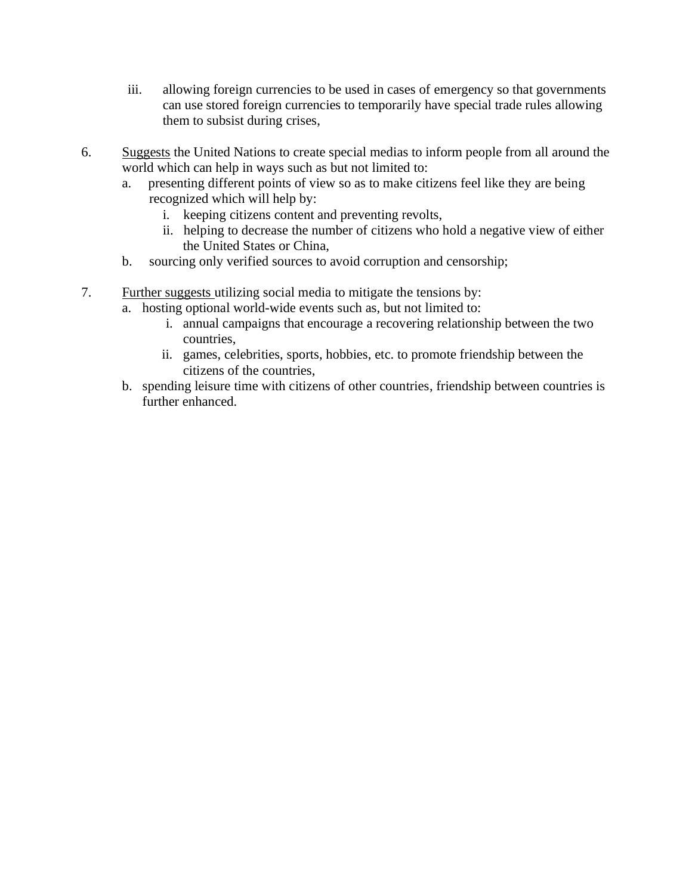iii. allowing foreign currencies to be used in cases of emergency so that governments can use stored foreign currencies to temporarily have special trade rules allowing them to subsist during crises,

6. <u>Suggests</u> the United Nations to create special medias to inform people from all around the world which can help in ways such as but not limited to:
   a. presenting different points of view so as to make citizens feel like they are being recognized which will help by:
      i. keeping citizens content and preventing revolts,
      ii. helping to decrease the number of citizens who hold a negative view of either the United States or China,
   b. sourcing only verified sources to avoid corruption and censorship;

7. <u>Further suggests</u> utilizing social media to mitigate the tensions by:
   a. hosting optional world-wide events such as, but not limited to:
      i. annual campaigns that encourage a recovering relationship between the two countries,
      ii. games, celebrities, sports, hobbies, etc. to promote friendship between the citizens of the countries,
   b. spending leisure time with citizens of other countries, friendship between countries is further enhanced.